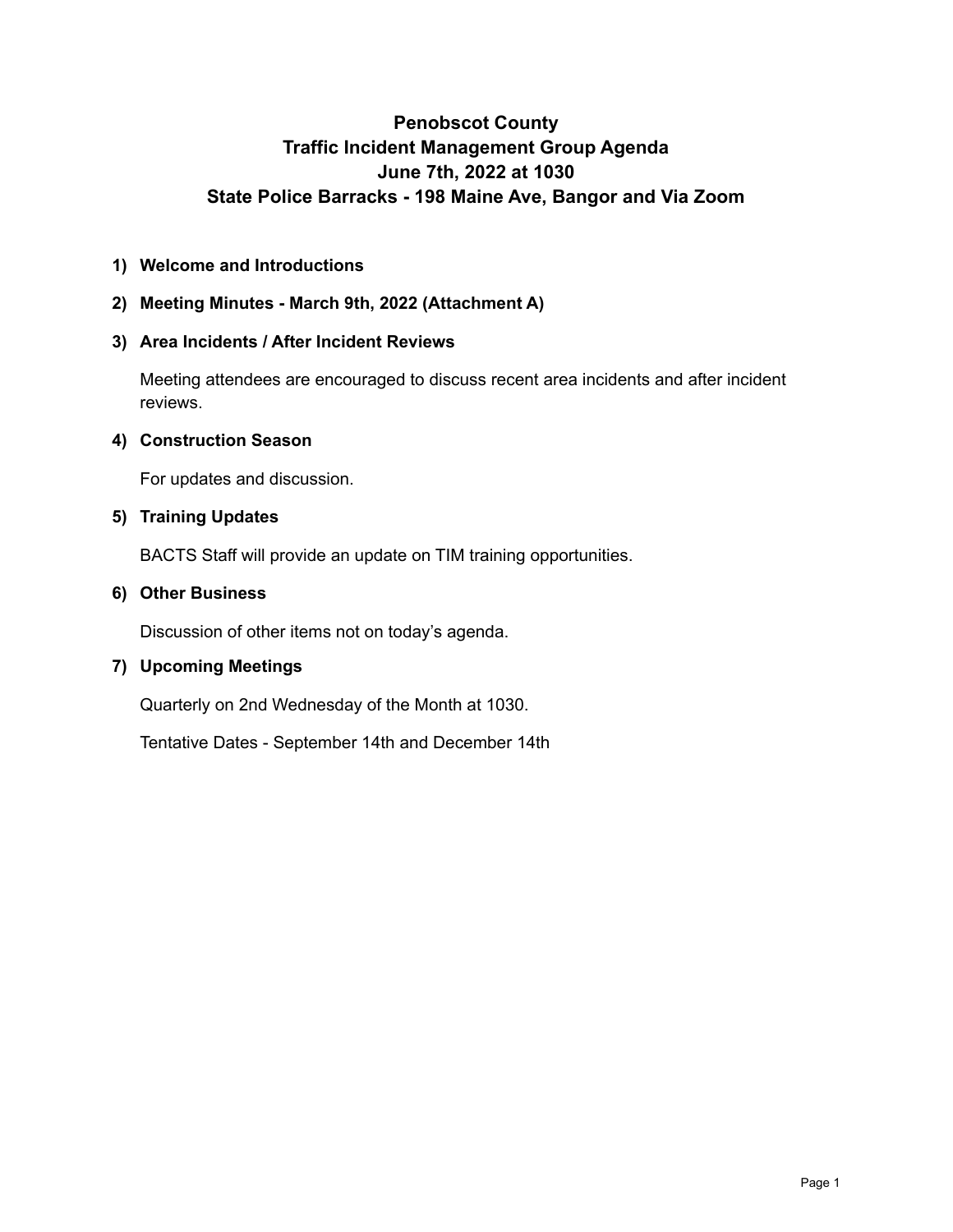# Penobscot County
# Traffic Incident Management Group Agenda
# June 7th, 2022 at 1030
# State Police Barracks - 198 Maine Ave, Bangor and Via Zoom

1) **Welcome and Introductions**

2) **Meeting Minutes - March 9th, 2022 (Attachment A)**

3) **Area Incidents / After Incident Reviews**

   Meeting attendees are encouraged to discuss recent area incidents and after incident reviews.

4) **Construction Season**

   For updates and discussion.

5) **Training Updates**

   BACTS Staff will provide an update on TIM training opportunities.

6) **Other Business**

   Discussion of other items not on today's agenda.

7) **Upcoming Meetings**

   Quarterly on 2nd Wednesday of the Month at 1030.

   Tentative Dates - September 14th and December 14th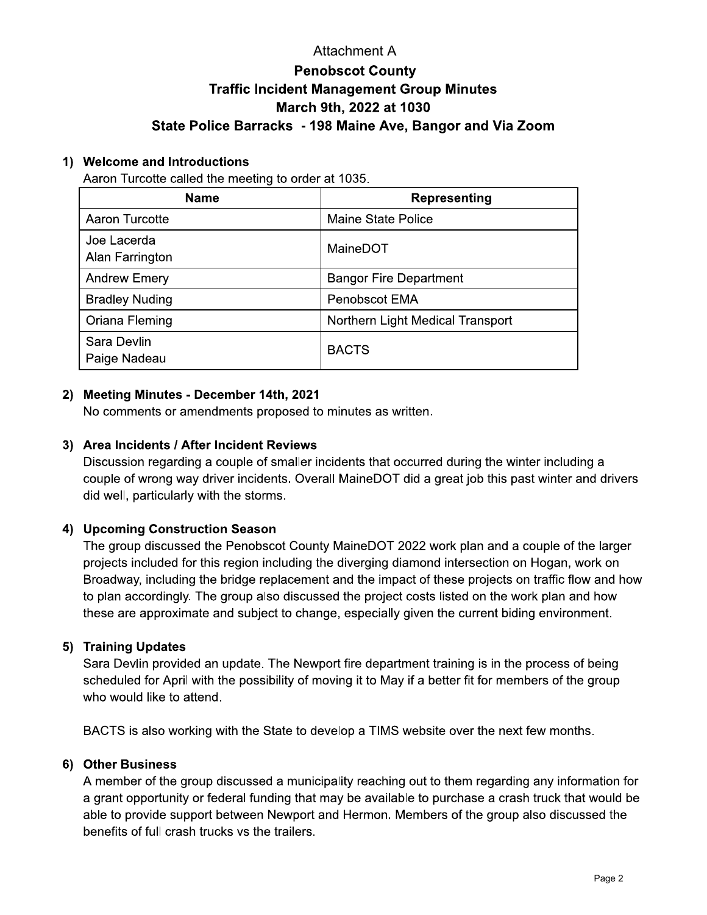Attachment A

# Penobscot County
# Traffic Incident Management Group Minutes
# March 9th, 2022 at 1030
# State Police Barracks - 198 Maine Ave, Bangor and Via Zoom

## 1) Welcome and Introductions

Aaron Turcotte called the meeting to order at 1035.

| Name | Representing |
|---|---|
| Aaron Turcotte | Maine State Police |
| Joe Lacerda<br>Alan Farrington | MaineDOT |
| Andrew Emery | Bangor Fire Department |
| Bradley Nuding | Penobscot EMA |
| Oriana Fleming | Northern Light Medical Transport |
| Sara Devlin<br>Paige Nadeau | BACTS |

## 2) Meeting Minutes - December 14th, 2021

No comments or amendments proposed to minutes as written.

## 3) Area Incidents / After Incident Reviews

Discussion regarding a couple of smaller incidents that occurred during the winter including a couple of wrong way driver incidents. Overall MaineDOT did a great job this past winter and drivers did well, particularly with the storms.

## 4) Upcoming Construction Season

The group discussed the Penobscot County MaineDOT 2022 work plan and a couple of the larger projects included for this region including the diverging diamond intersection on Hogan, work on Broadway, including the bridge replacement and the impact of these projects on traffic flow and how to plan accordingly. The group also discussed the project costs listed on the work plan and how these are approximate and subject to change, especially given the current biding environment.

## 5) Training Updates

Sara Devlin provided an update. The Newport fire department training is in the process of being scheduled for April with the possibility of moving it to May if a better fit for members of the group who would like to attend.

BACTS is also working with the State to develop a TIMS website over the next few months.

## 6) Other Business

A member of the group discussed a municipality reaching out to them regarding any information for a grant opportunity or federal funding that may be available to purchase a crash truck that would be able to provide support between Newport and Hermon. Members of the group also discussed the benefits of full crash trucks vs the trailers.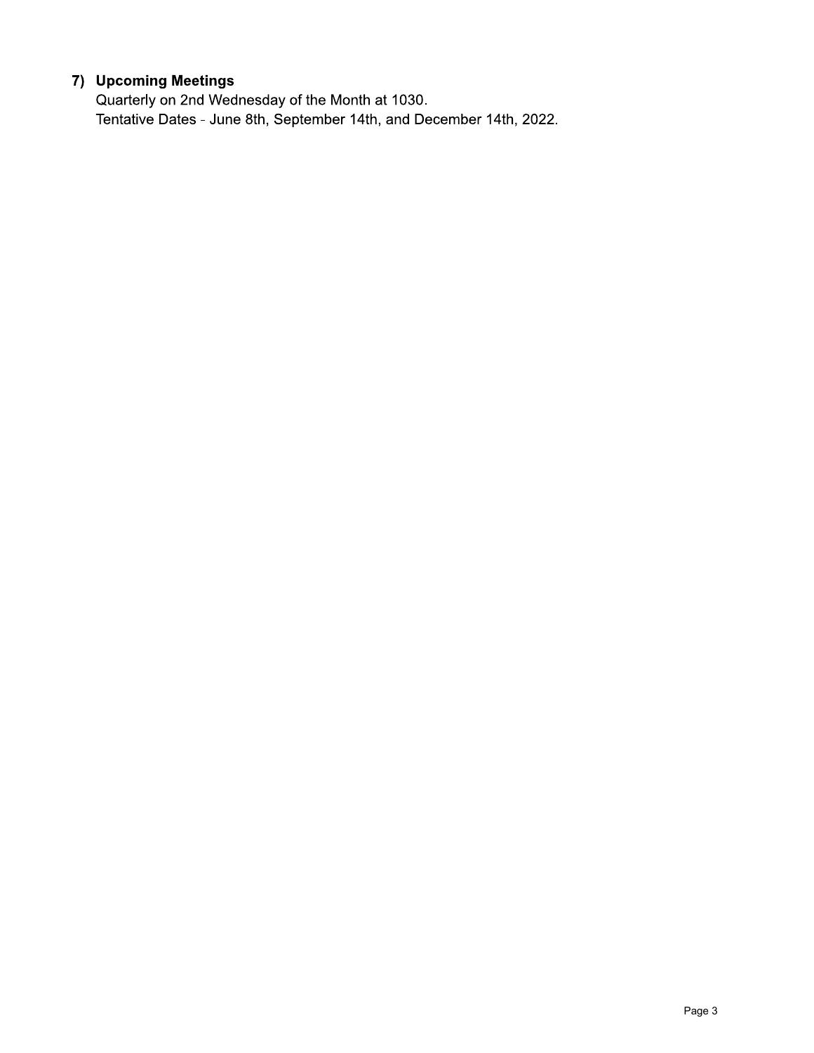### 7) Upcoming Meetings

Quarterly on 2nd Wednesday of the Month at 1030.
Tentative Dates - June 8th, September 14th, and December 14th, 2022.